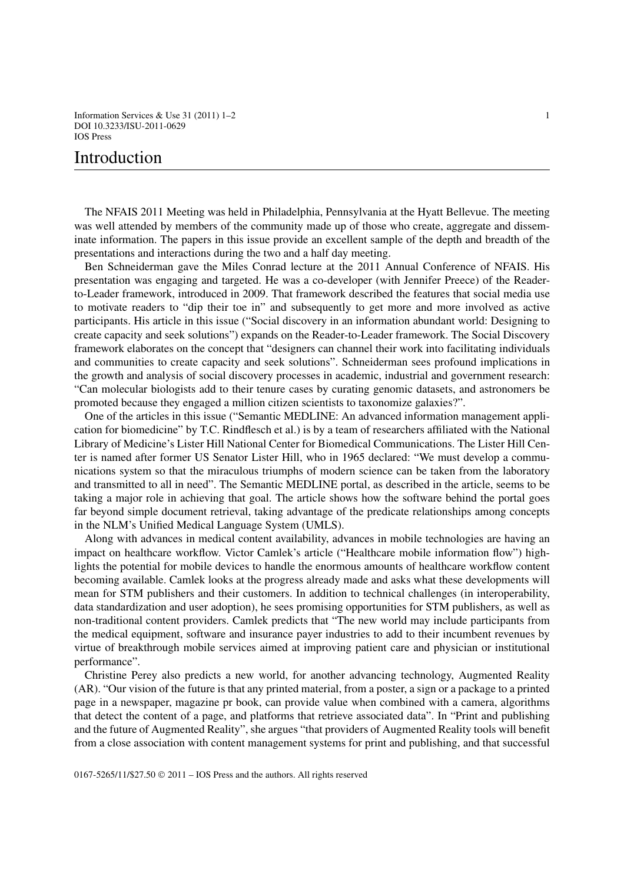# Introduction

The NFAIS 2011 Meeting was held in Philadelphia, Pennsylvania at the Hyatt Bellevue. The meeting was well attended by members of the community made up of those who create, aggregate and disseminate information. The papers in this issue provide an excellent sample of the depth and breadth of the presentations and interactions during the two and a half day meeting.

Ben Schneiderman gave the Miles Conrad lecture at the 2011 Annual Conference of NFAIS. His presentation was engaging and targeted. He was a co-developer (with Jennifer Preece) of the Reader-to-Leader framework, introduced in 2009. That framework described the features that social media use to motivate readers to "dip their toe in" and subsequently to get more and more involved as active participants. His article in this issue ("Social discovery in an information abundant world: Designing to create capacity and seek solutions") expands on the Reader-to-Leader framework. The Social Discovery framework elaborates on the concept that "designers can channel their work into facilitating individuals and communities to create capacity and seek solutions". Schneiderman sees profound implications in the growth and analysis of social discovery processes in academic, industrial and government research: "Can molecular biologists add to their tenure cases by curating genomic datasets, and astronomers be promoted because they engaged a million citizen scientists to taxonomize galaxies?".

One of the articles in this issue ("Semantic MEDLINE: An advanced information management application for biomedicine" by T.C. Rindflesch et al.) is by a team of researchers affiliated with the National Library of Medicine's Lister Hill National Center for Biomedical Communications. The Lister Hill Center is named after former US Senator Lister Hill, who in 1965 declared: "We must develop a communications system so that the miraculous triumphs of modern science can be taken from the laboratory and transmitted to all in need". The Semantic MEDLINE portal, as described in the article, seems to be taking a major role in achieving that goal. The article shows how the software behind the portal goes far beyond simple document retrieval, taking advantage of the predicate relationships among concepts in the NLM's Unified Medical Language System (UMLS).

Along with advances in medical content availability, advances in mobile technologies are having an impact on healthcare workflow. Victor Camlek's article ("Healthcare mobile information flow") highlights the potential for mobile devices to handle the enormous amounts of healthcare workflow content becoming available. Camlek looks at the progress already made and asks what these developments will mean for STM publishers and their customers. In addition to technical challenges (in interoperability, data standardization and user adoption), he sees promising opportunities for STM publishers, as well as non-traditional content providers. Camlek predicts that "The new world may include participants from the medical equipment, software and insurance payer industries to add to their incumbent revenues by virtue of breakthrough mobile services aimed at improving patient care and physician or institutional performance".

Christine Perey also predicts a new world, for another advancing technology, Augmented Reality (AR). "Our vision of the future is that any printed material, from a poster, a sign or a package to a printed page in a newspaper, magazine pr book, can provide value when combined with a camera, algorithms that detect the content of a page, and platforms that retrieve associated data". In "Print and publishing and the future of Augmented Reality", she argues "that providers of Augmented Reality tools will benefit from a close association with content management systems for print and publishing, and that successful

0167-5265/11/$27.50 © 2011 – IOS Press and the authors. All rights reserved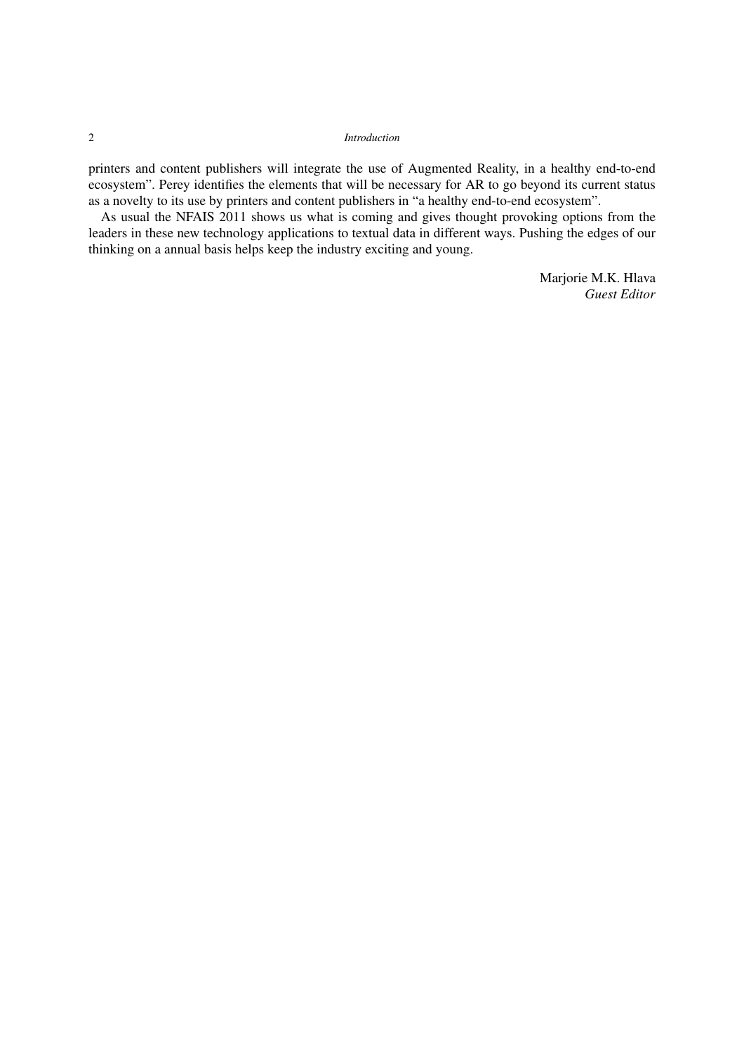printers and content publishers will integrate the use of Augmented Reality, in a healthy end-to-end ecosystem". Perey identifies the elements that will be necessary for AR to go beyond its current status as a novelty to its use by printers and content publishers in "a healthy end-to-end ecosystem".

As usual the NFAIS 2011 shows us what is coming and gives thought provoking options from the leaders in these new technology applications to textual data in different ways. Pushing the edges of our thinking on a annual basis helps keep the industry exciting and young.

Marjorie M.K. Hlava
*Guest Editor*